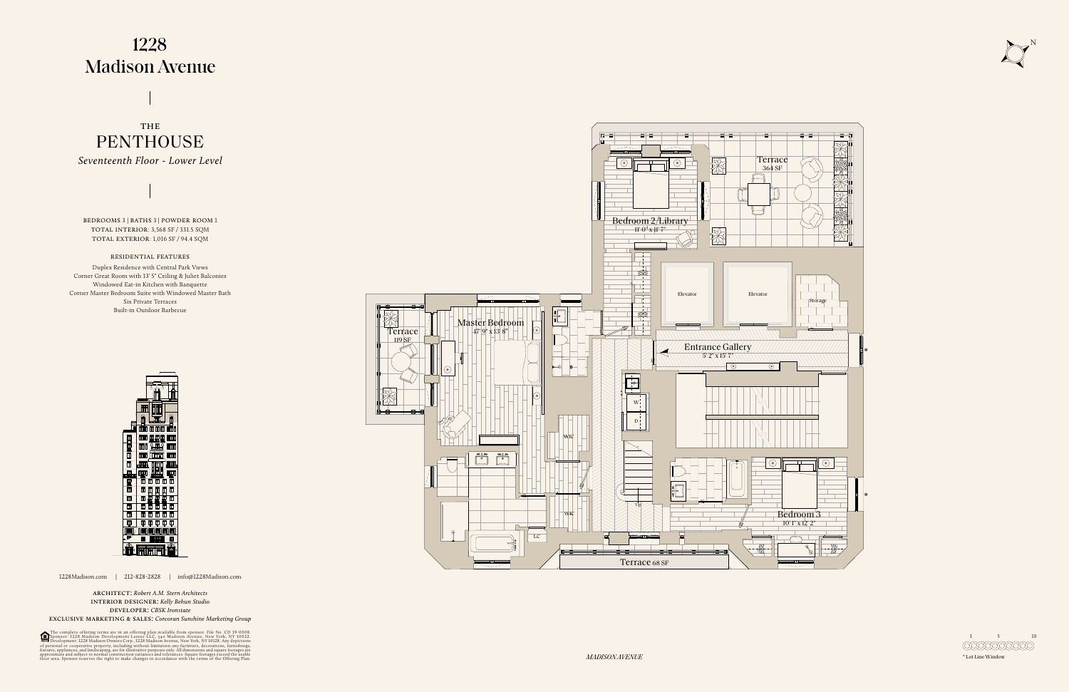# 1228 Madison Avenue

## THE PENTHOUSE

*Seventeenth Floor - Lower Level*

BEDROOMS 3 | BATHS 3 | POWDER ROOM 1
TOTAL INTERIOR: 3,568 SF / 331.5 SQM
TOTAL EXTERIOR: 1,016 SF / 94.4 SQM

### RESIDENTIAL FEATURES

Duplex Residence with Central Park Views
Corner Great Room with 13' 5" Ceiling & Juliet Balconies
Windowed Eat-in Kitchen with Banquette
Corner Master Bedroom Suite with Windowed Master Bath
Six Private Terraces
Built-in Outdoor Barbecue

Terrace 364 SF

Bedroom 2/Library 11' 0" x 11' 7"

Elevator

Elevator

Storage

Terrace 119 SF

Master Bedroom 17' 9" x 13' 8"

Entrance Gallery 5' 2" x 15' 7"

WIC

W

D

WIC

UP

Bedroom 3 10' 1" x 12' 2"

LC

Terrace 68 SF

MADISON AVENUE

1 5 10

* Lot Line Window

1228Madison.com | 212-828-2828 | info@1228Madison.com

ARCHITECT: *Robert A.M. Stern Architects*
INTERIOR DESIGNER: *Kelly Behun Studio*
DEVELOPER: *CBSK Ironstate*
EXCLUSIVE MARKETING & SALES: *Corcoran Sunshine Marketing Group*

The complete offering terms are in an offering plan available from sponsor. File No. CD 19-0008. Sponsor: 1228 Madison Development Lessee LLC, 540 Madison Avenue, New York, NY 10022. Development: 1228 Madison Owners Corp., 1228 Madison Avenue, New York, NY 10128. Any depictions of personal or cooperative property, including without limitation any furniture, decorations, furnishings, fixtures, appliances, and landscaping, are for illustrative purposes only. All dimensions and square footages are approximate and subject to normal construction variances and tolerances. Square footages exceed the usable floor area. Sponsor reserves the right to make changes in accordance with the terms of the Offering Plan.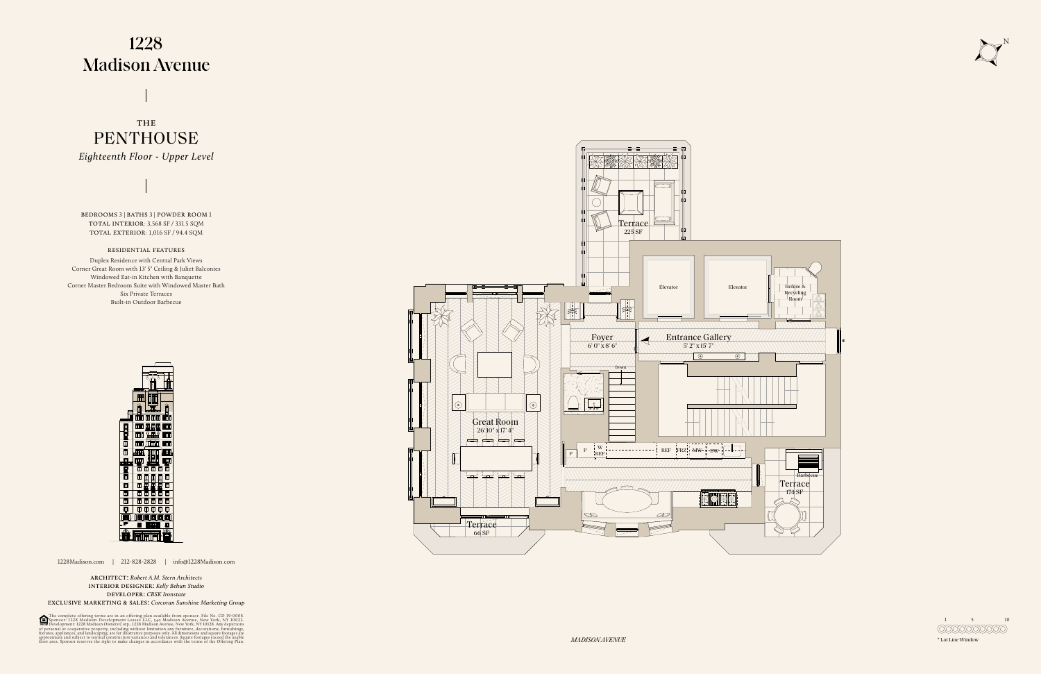# 1228 Madison Avenue

## THE PENTHOUSE

*Eighteenth Floor - Upper Level*

BEDROOMS 3 | BATHS 3 | POWDER ROOM 1
TOTAL INTERIOR: 3,568 SF / 331.5 SQM
TOTAL EXTERIOR: 1,016 SF / 94.4 SQM

### RESIDENTIAL FEATURES

Duplex Residence with Central Park Views
Corner Great Room with 13' 5" Ceiling & Juliet Balconies
Windowed Eat-in Kitchen with Banquette
Corner Master Bedroom Suite with Windowed Master Bath
Six Private Terraces
Built-in Outdoor Barbecue

Terrace
225 SF

Elevator

Elevator

Refuse & Recycling Room

Foyer
6' 0" x 8' 6"

Entrance Gallery
5' 2" x 15' 7"

Down

Great Room
26' 10" x 17' 4"

P

P

W REF

REF

FRZ

MW

DW

Barbecue

Terrace
174 SF

Terrace
66 SF

MADISON AVENUE

1 5 10

* Lot Line Window

1228Madison.com | 212-828-2828 | info@1228Madison.com

ARCHITECT: *Robert A.M. Stern Architects*
INTERIOR DESIGNER: *Kelly Behun Studio*
DEVELOPER: *CBSK Ironstate*
EXCLUSIVE MARKETING & SALES: *Corcoran Sunshine Marketing Group*

The complete offering terms are in an offering plan available from sponsor. File No. CD 19-0008. Sponsor: 1228 Madison Development Lessee LLC, 540 Madison Avenue, New York, NY 10022. Development: 1228 Madison Owners Corp., 1228 Madison Avenue, New York, NY 10128. Any depictions of personal or cooperative property, including without limitation any furniture, decorations, furnishings, fixtures, appliances, and landscaping, are for illustrative purposes only. All dimensions and square footages are approximate and subject to normal construction variances and tolerances. Square footages exceed the usable floor area. Sponsor reserves the right to make changes in accordance with the terms of the Offering Plan.